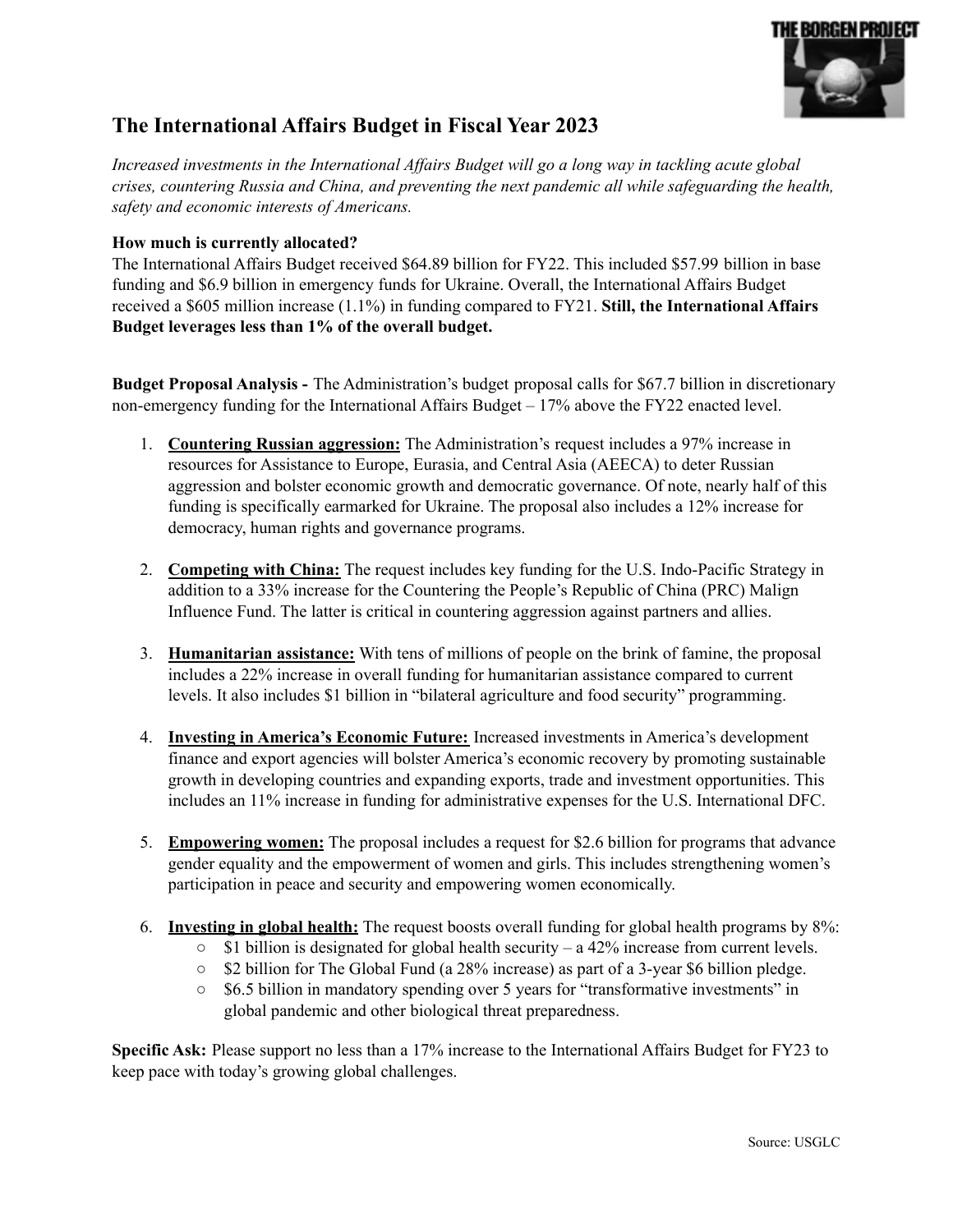# The International Affairs Budget in Fiscal Year 2023

*Increased investments in the International Affairs Budget will go a long way in tackling acute global crises, countering Russia and China, and preventing the next pandemic all while safeguarding the health, safety and economic interests of Americans.*

**How much is currently allocated?**

The International Affairs Budget received $64.89 billion for FY22. This included $57.99 billion in base funding and $6.9 billion in emergency funds for Ukraine. Overall, the International Affairs Budget received a $605 million increase (1.1%) in funding compared to FY21. **Still, the International Affairs Budget leverages less than 1% of the overall budget.**

**Budget Proposal Analysis -** The Administration's budget proposal calls for $67.7 billion in discretionary non-emergency funding for the International Affairs Budget – 17% above the FY22 enacted level.

1. **Countering Russian aggression:** The Administration's request includes a 97% increase in resources for Assistance to Europe, Eurasia, and Central Asia (AEECA) to deter Russian aggression and bolster economic growth and democratic governance. Of note, nearly half of this funding is specifically earmarked for Ukraine. The proposal also includes a 12% increase for democracy, human rights and governance programs.

2. **Competing with China:** The request includes key funding for the U.S. Indo-Pacific Strategy in addition to a 33% increase for the Countering the People's Republic of China (PRC) Malign Influence Fund. The latter is critical in countering aggression against partners and allies.

3. **Humanitarian assistance:** With tens of millions of people on the brink of famine, the proposal includes a 22% increase in overall funding for humanitarian assistance compared to current levels. It also includes $1 billion in "bilateral agriculture and food security" programming.

4. **Investing in America's Economic Future:** Increased investments in America's development finance and export agencies will bolster America's economic recovery by promoting sustainable growth in developing countries and expanding exports, trade and investment opportunities. This includes an 11% increase in funding for administrative expenses for the U.S. International DFC.

5. **Empowering women:** The proposal includes a request for $2.6 billion for programs that advance gender equality and the empowerment of women and girls. This includes strengthening women's participation in peace and security and empowering women economically.

6. **Investing in global health:** The request boosts overall funding for global health programs by 8%:
   - $1 billion is designated for global health security – a 42% increase from current levels.
   - $2 billion for The Global Fund (a 28% increase) as part of a 3-year $6 billion pledge.
   - $6.5 billion in mandatory spending over 5 years for "transformative investments" in global pandemic and other biological threat preparedness.

**Specific Ask:** Please support no less than a 17% increase to the International Affairs Budget for FY23 to keep pace with today's growing global challenges.

Source: USGLC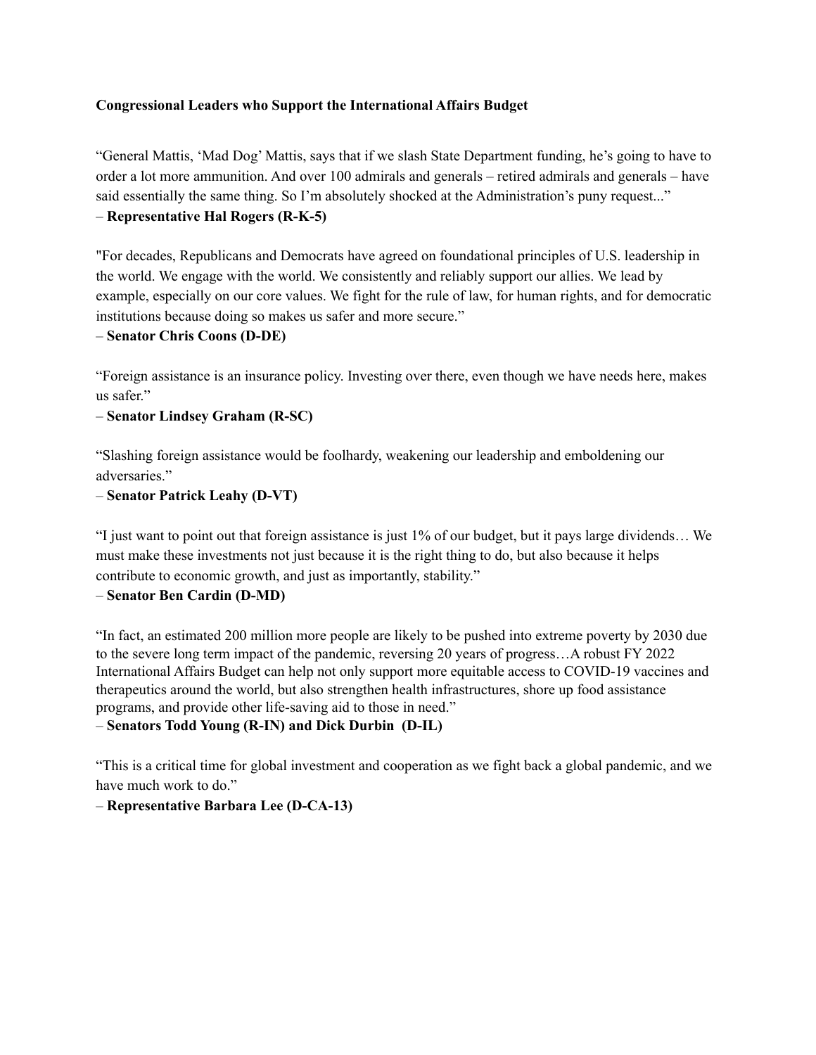**Congressional Leaders who Support the International Affairs Budget**

"General Mattis, 'Mad Dog' Mattis, says that if we slash State Department funding, he's going to have to order a lot more ammunition. And over 100 admirals and generals – retired admirals and generals – have said essentially the same thing. So I'm absolutely shocked at the Administration's puny request..."
– **Representative Hal Rogers (R-K-5)**

"For decades, Republicans and Democrats have agreed on foundational principles of U.S. leadership in the world. We engage with the world. We consistently and reliably support our allies. We lead by example, especially on our core values. We fight for the rule of law, for human rights, and for democratic institutions because doing so makes us safer and more secure."
– **Senator Chris Coons (D-DE)**

"Foreign assistance is an insurance policy. Investing over there, even though we have needs here, makes us safer."
– **Senator Lindsey Graham (R-SC)**

"Slashing foreign assistance would be foolhardy, weakening our leadership and emboldening our adversaries."
– **Senator Patrick Leahy (D-VT)**

"I just want to point out that foreign assistance is just 1% of our budget, but it pays large dividends… We must make these investments not just because it is the right thing to do, but also because it helps contribute to economic growth, and just as importantly, stability."
– **Senator Ben Cardin (D-MD)**

"In fact, an estimated 200 million more people are likely to be pushed into extreme poverty by 2030 due to the severe long term impact of the pandemic, reversing 20 years of progress…A robust FY 2022 International Affairs Budget can help not only support more equitable access to COVID-19 vaccines and therapeutics around the world, but also strengthen health infrastructures, shore up food assistance programs, and provide other life-saving aid to those in need."
– **Senators Todd Young (R-IN) and Dick Durbin (D-IL)**

"This is a critical time for global investment and cooperation as we fight back a global pandemic, and we have much work to do."
– **Representative Barbara Lee (D-CA-13)**